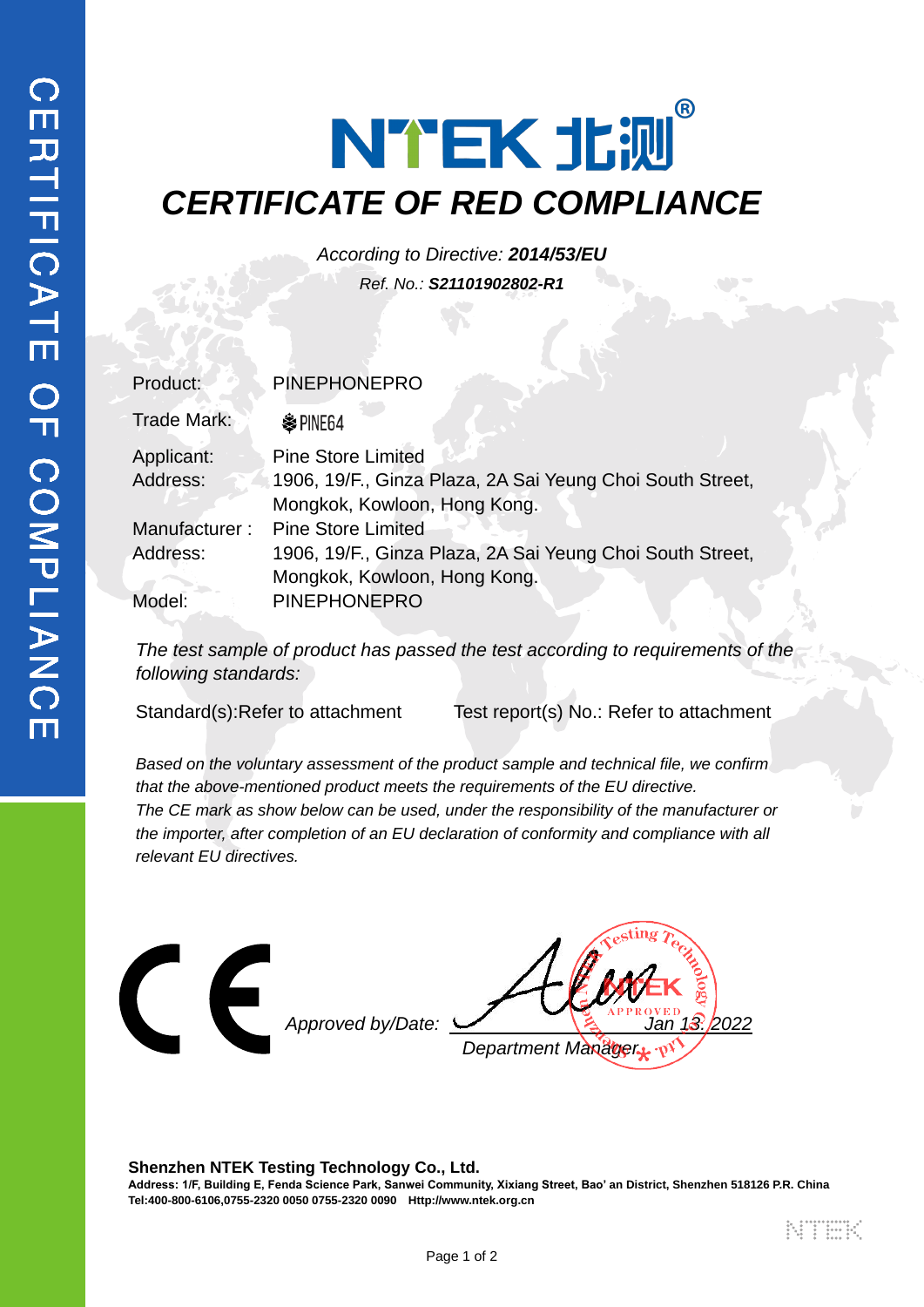# NTEK 北测®

## CERTIFICATE OF RED COMPLIANCE

*According to Directive: **2014/53/EU***

*Ref. No.: **S21101902802-R1***

| | |
|---|---|
| Product: | PINEPHONEPRO |
| Trade Mark: | PINE64 |
| Applicant: | Pine Store Limited |
| Address: | 1906, 19/F., Ginza Plaza, 2A Sai Yeung Choi South Street, Mongkok, Kowloon, Hong Kong. |
| Manufacturer : | Pine Store Limited |
| Address: | 1906, 19/F., Ginza Plaza, 2A Sai Yeung Choi South Street, Mongkok, Kowloon, Hong Kong. |
| Model: | PINEPHONEPRO |

*The test sample of product has passed the test according to requirements of the following standards:*

Standard(s):Refer to attachment Test report(s) No.: Refer to attachment

*Based on the voluntary assessment of the product sample and technical file, we confirm that the above-mentioned product meets the requirements of the EU directive.*
*The CE mark as show below can be used, under the responsibility of the manufacturer or the importer, after completion of an EU declaration of conformity and compliance with all relevant EU directives.*

CE

*Approved by/Date:* *Jan 13. 2022*

*Department Manager*

**Shenzhen NTEK Testing Technology Co., Ltd.**
**Address: 1/F, Building E, Fenda Science Park, Sanwei Community, Xixiang Street, Bao' an District, Shenzhen 518126 P.R. China**
**Tel:400-800-6106,0755-2320 0050 0755-2320 0090 Http://www.ntek.org.cn**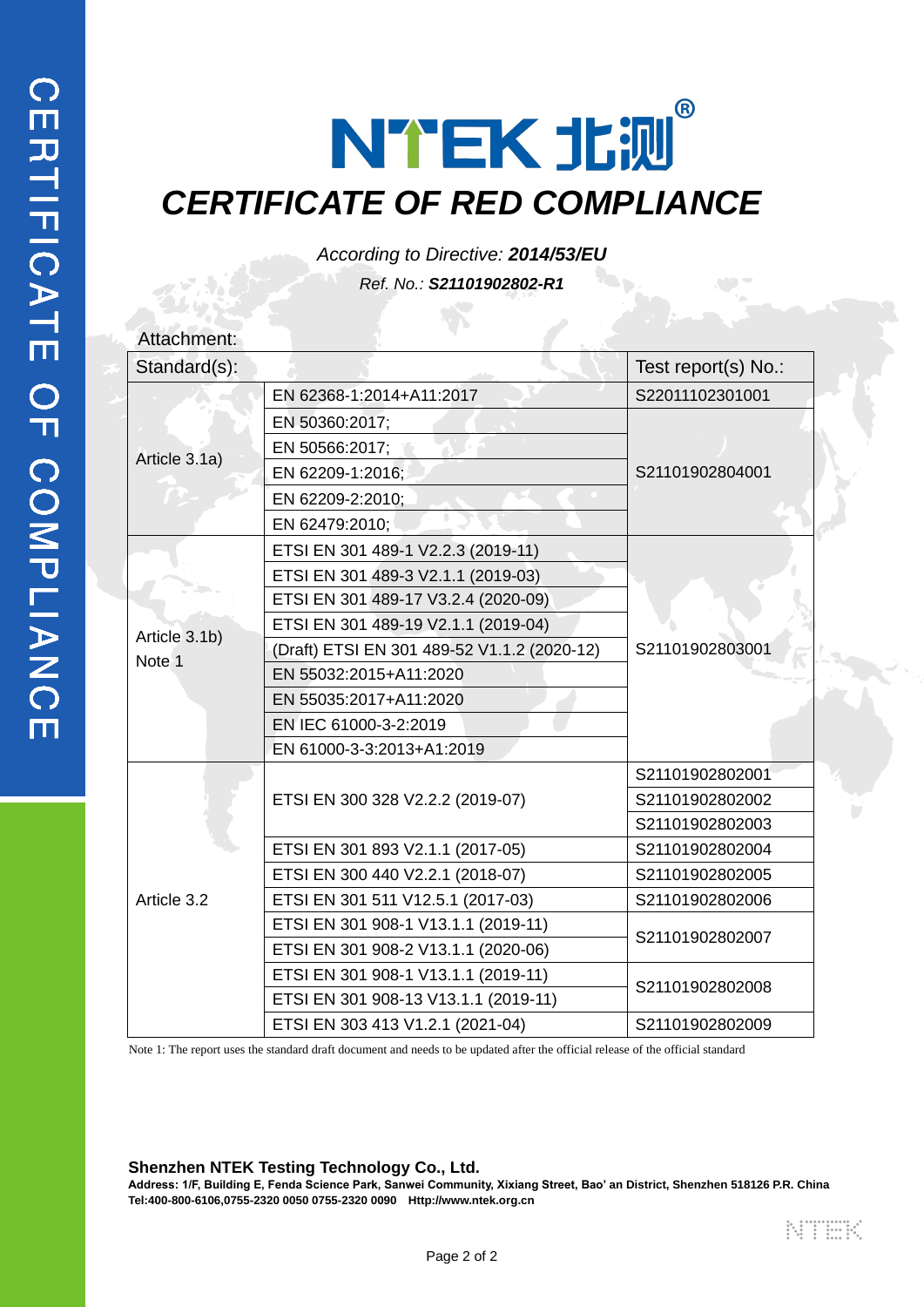# NTEK 北测®

# *CERTIFICATE OF RED COMPLIANCE*

*According to Directive:* ***2014/53/EU***

*Ref. No.:* ***S21101902802-R1***

Attachment:

| Standard(s): | | Test report(s) No.: |
|---|---|---|
| Article 3.1a) | EN 62368-1:2014+A11:2017 | S22011102301001 |
| | EN 50360:2017; | S21101902804001 |
| | EN 50566:2017; | |
| | EN 62209-1:2016; | |
| | EN 62209-2:2010; | |
| | EN 62479:2010; | |
| Article 3.1b) Note 1 | ETSI EN 301 489-1 V2.2.3 (2019-11) | S21101902803001 |
| | ETSI EN 301 489-3 V2.1.1 (2019-03) | |
| | ETSI EN 301 489-17 V3.2.4 (2020-09) | |
| | ETSI EN 301 489-19 V2.1.1 (2019-04) | |
| | (Draft) ETSI EN 301 489-52 V1.1.2 (2020-12) | |
| | EN 55032:2015+A11:2020 | |
| | EN 55035:2017+A11:2020 | |
| | EN IEC 61000-3-2:2019 | |
| | EN 61000-3-3:2013+A1:2019 | |
| Article 3.2 | ETSI EN 300 328 V2.2.2 (2019-07) | S21101902802001 |
| | | S21101902802002 |
| | | S21101902802003 |
| | ETSI EN 301 893 V2.1.1 (2017-05) | S21101902802004 |
| | ETSI EN 300 440 V2.2.1 (2018-07) | S21101902802005 |
| | ETSI EN 301 511 V12.5.1 (2017-03) | S21101902802006 |
| | ETSI EN 301 908-1 V13.1.1 (2019-11) | S21101902802007 |
| | ETSI EN 301 908-2 V13.1.1 (2020-06) | |
| | ETSI EN 301 908-1 V13.1.1 (2019-11) | S21101902802008 |
| | ETSI EN 301 908-13 V13.1.1 (2019-11) | |
| | ETSI EN 303 413 V1.2.1 (2021-04) | S21101902802009 |

Note 1: The report uses the standard draft document and needs to be updated after the official release of the official standard

**Shenzhen NTEK Testing Technology Co., Ltd.**

**Address: 1/F, Building E, Fenda Science Park, Sanwei Community, Xixiang Street, Bao' an District, Shenzhen 518126 P.R. China**
**Tel:400-800-6106,0755-2320 0050 0755-2320 0090 Http://www.ntek.org.cn**